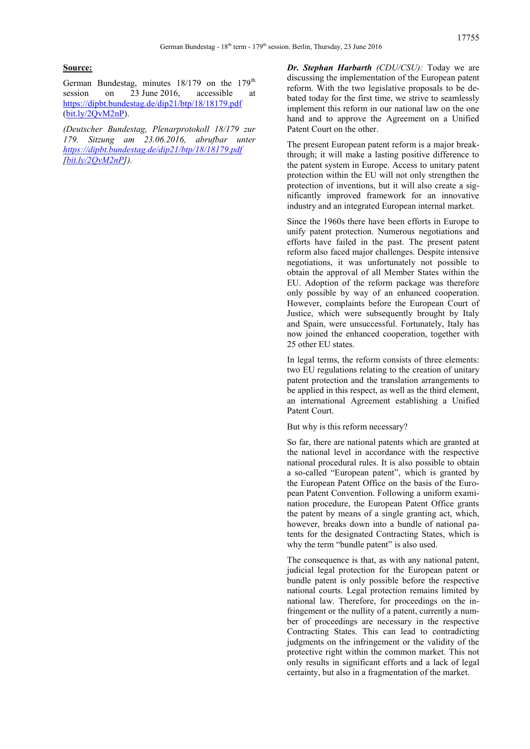**Source:**

German Bundestag, minutes 18/179 on the 179th session on 23 June 2016, accessible at https://dipbt.bundestag.de/dip21/btp/18/18179.pdf (bit.ly/2QvM2nP).

*(Deutscher Bundestag, Plenarprotokoll 18/179 zur 179. Sitzung am 23.06.2016, abrufbar unter https://dipbt.bundestag.de/dip21/btp/18/18179.pdf [bit.ly/2QvM2nP]).*

***Dr. Stephan Harbarth*** *(CDU/CSU):* Today we are discussing the implementation of the European patent reform. With the two legislative proposals to be debated today for the first time, we strive to seamlessly implement this reform in our national law on the one hand and to approve the Agreement on a Unified Patent Court on the other.

The present European patent reform is a major breakthrough; it will make a lasting positive difference to the patent system in Europe. Access to unitary patent protection within the EU will not only strengthen the protection of inventions, but it will also create a significantly improved framework for an innovative industry and an integrated European internal market.

Since the 1960s there have been efforts in Europe to unify patent protection. Numerous negotiations and efforts have failed in the past. The present patent reform also faced major challenges. Despite intensive negotiations, it was unfortunately not possible to obtain the approval of all Member States within the EU. Adoption of the reform package was therefore only possible by way of an enhanced cooperation. However, complaints before the European Court of Justice, which were subsequently brought by Italy and Spain, were unsuccessful. Fortunately, Italy has now joined the enhanced cooperation, together with 25 other EU states.

In legal terms, the reform consists of three elements: two EU regulations relating to the creation of unitary patent protection and the translation arrangements to be applied in this respect, as well as the third element, an international Agreement establishing a Unified Patent Court.

But why is this reform necessary?

So far, there are national patents which are granted at the national level in accordance with the respective national procedural rules. It is also possible to obtain a so-called "European patent", which is granted by the European Patent Office on the basis of the European Patent Convention. Following a uniform examination procedure, the European Patent Office grants the patent by means of a single granting act, which, however, breaks down into a bundle of national patents for the designated Contracting States, which is why the term "bundle patent" is also used.

The consequence is that, as with any national patent, judicial legal protection for the European patent or bundle patent is only possible before the respective national courts. Legal protection remains limited by national law. Therefore, for proceedings on the infringement or the nullity of a patent, currently a number of proceedings are necessary in the respective Contracting States. This can lead to contradicting judgments on the infringement or the validity of the protective right within the common market. This not only results in significant efforts and a lack of legal certainty, but also in a fragmentation of the market.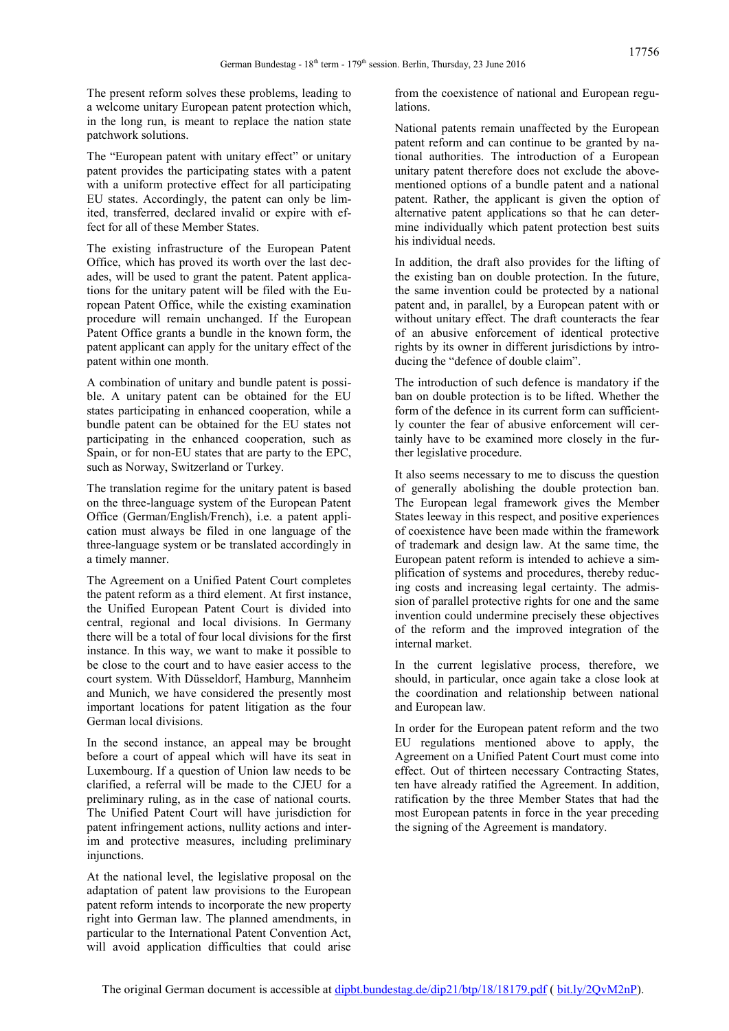The present reform solves these problems, leading to a welcome unitary European patent protection which, in the long run, is meant to replace the nation state patchwork solutions.

The "European patent with unitary effect" or unitary patent provides the participating states with a patent with a uniform protective effect for all participating EU states. Accordingly, the patent can only be limited, transferred, declared invalid or expire with effect for all of these Member States.

The existing infrastructure of the European Patent Office, which has proved its worth over the last decades, will be used to grant the patent. Patent applications for the unitary patent will be filed with the European Patent Office, while the existing examination procedure will remain unchanged. If the European Patent Office grants a bundle in the known form, the patent applicant can apply for the unitary effect of the patent within one month.

A combination of unitary and bundle patent is possible. A unitary patent can be obtained for the EU states participating in enhanced cooperation, while a bundle patent can be obtained for the EU states not participating in the enhanced cooperation, such as Spain, or for non-EU states that are party to the EPC, such as Norway, Switzerland or Turkey.

The translation regime for the unitary patent is based on the three-language system of the European Patent Office (German/English/French), i.e. a patent application must always be filed in one language of the three-language system or be translated accordingly in a timely manner.

The Agreement on a Unified Patent Court completes the patent reform as a third element. At first instance, the Unified European Patent Court is divided into central, regional and local divisions. In Germany there will be a total of four local divisions for the first instance. In this way, we want to make it possible to be close to the court and to have easier access to the court system. With Düsseldorf, Hamburg, Mannheim and Munich, we have considered the presently most important locations for patent litigation as the four German local divisions.

In the second instance, an appeal may be brought before a court of appeal which will have its seat in Luxembourg. If a question of Union law needs to be clarified, a referral will be made to the CJEU for a preliminary ruling, as in the case of national courts. The Unified Patent Court will have jurisdiction for patent infringement actions, nullity actions and interim and protective measures, including preliminary injunctions.

At the national level, the legislative proposal on the adaptation of patent law provisions to the European patent reform intends to incorporate the new property right into German law. The planned amendments, in particular to the International Patent Convention Act, will avoid application difficulties that could arise from the coexistence of national and European regulations.

National patents remain unaffected by the European patent reform and can continue to be granted by national authorities. The introduction of a European unitary patent therefore does not exclude the above-mentioned options of a bundle patent and a national patent. Rather, the applicant is given the option of alternative patent applications so that he can determine individually which patent protection best suits his individual needs.

In addition, the draft also provides for the lifting of the existing ban on double protection. In the future, the same invention could be protected by a national patent and, in parallel, by a European patent with or without unitary effect. The draft counteracts the fear of an abusive enforcement of identical protective rights by its owner in different jurisdictions by introducing the "defence of double claim".

The introduction of such defence is mandatory if the ban on double protection is to be lifted. Whether the form of the defence in its current form can sufficiently counter the fear of abusive enforcement will certainly have to be examined more closely in the further legislative procedure.

It also seems necessary to me to discuss the question of generally abolishing the double protection ban. The European legal framework gives the Member States leeway in this respect, and positive experiences of coexistence have been made within the framework of trademark and design law. At the same time, the European patent reform is intended to achieve a simplification of systems and procedures, thereby reducing costs and increasing legal certainty. The admission of parallel protective rights for one and the same invention could undermine precisely these objectives of the reform and the improved integration of the internal market.

In the current legislative process, therefore, we should, in particular, once again take a close look at the coordination and relationship between national and European law.

In order for the European patent reform and the two EU regulations mentioned above to apply, the Agreement on a Unified Patent Court must come into effect. Out of thirteen necessary Contracting States, ten have already ratified the Agreement. In addition, ratification by the three Member States that had the most European patents in force in the year preceding the signing of the Agreement is mandatory.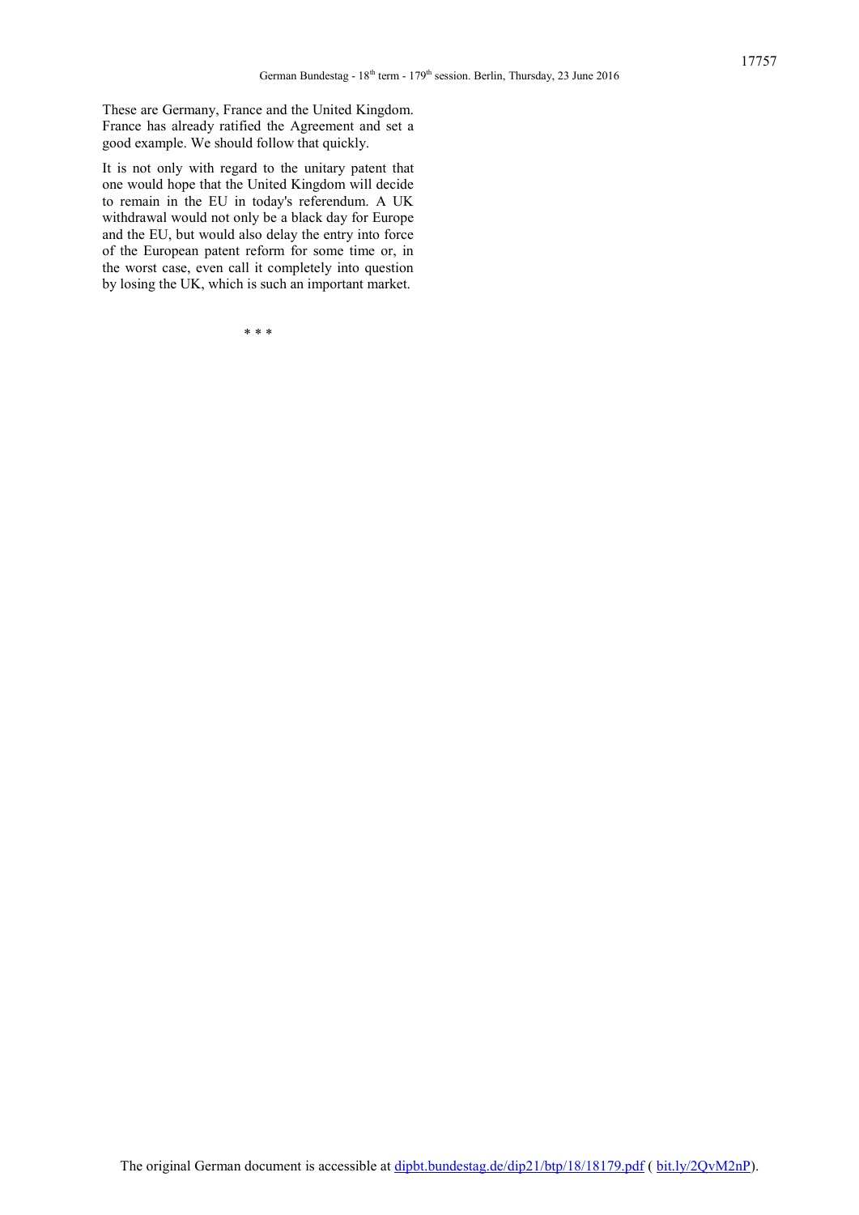These are Germany, France and the United Kingdom. France has already ratified the Agreement and set a good example. We should follow that quickly.

It is not only with regard to the unitary patent that one would hope that the United Kingdom will decide to remain in the EU in today's referendum. A UK withdrawal would not only be a black day for Europe and the EU, but would also delay the entry into force of the European patent reform for some time or, in the worst case, even call it completely into question by losing the UK, which is such an important market.

\* \* \*

The original German document is accessible at [dipbt.bundestag.de/dip21/btp/18/18179.pdf](dipbt.bundestag.de/dip21/btp/18/18179.pdf) ( [bit.ly/2QvM2nP](bit.ly/2QvM2nP)).